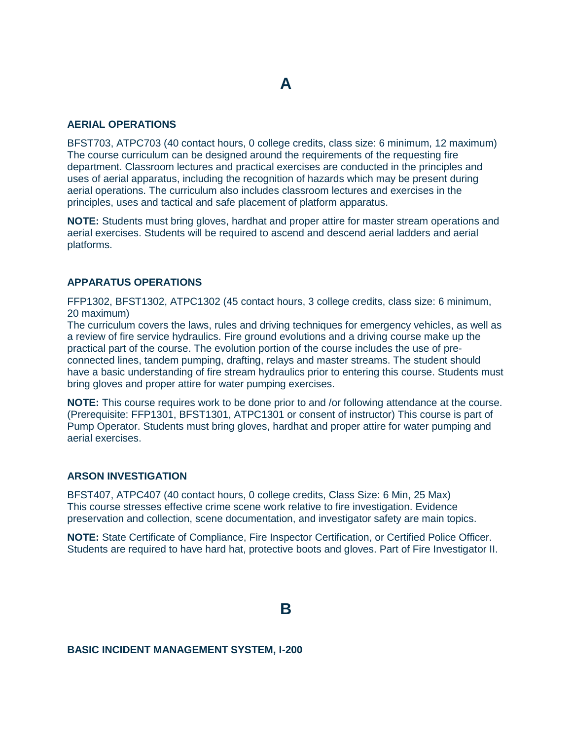# A

### AERIAL OPERATIONS

BFST703, ATPC703 (40 contact hours, 0 college credits, class size: 6 minimum, 12 maximum) The course curriculum can be designed around the requirements of the requesting fire department. Classroom lectures and practical exercises are conducted in the principles and uses of aerial apparatus, including the recognition of hazards which may be present during aerial operations. The curriculum also includes classroom lectures and exercises in the principles, uses and tactical and safe placement of platform apparatus.

**NOTE:** Students must bring gloves, hardhat and proper attire for master stream operations and aerial exercises. Students will be required to ascend and descend aerial ladders and aerial platforms.

### APPARATUS OPERATIONS

FFP1302, BFST1302, ATPC1302 (45 contact hours, 3 college credits, class size: 6 minimum, 20 maximum)
The curriculum covers the laws, rules and driving techniques for emergency vehicles, as well as a review of fire service hydraulics. Fire ground evolutions and a driving course make up the practical part of the course. The evolution portion of the course includes the use of pre-connected lines, tandem pumping, drafting, relays and master streams. The student should have a basic understanding of fire stream hydraulics prior to entering this course. Students must bring gloves and proper attire for water pumping exercises.

**NOTE:** This course requires work to be done prior to and /or following attendance at the course. (Prerequisite: FFP1301, BFST1301, ATPC1301 or consent of instructor) This course is part of Pump Operator. Students must bring gloves, hardhat and proper attire for water pumping and aerial exercises.

### ARSON INVESTIGATION

BFST407, ATPC407 (40 contact hours, 0 college credits, Class Size: 6 Min, 25 Max)
This course stresses effective crime scene work relative to fire investigation. Evidence preservation and collection, scene documentation, and investigator safety are main topics.

**NOTE:** State Certificate of Compliance, Fire Inspector Certification, or Certified Police Officer. Students are required to have hard hat, protective boots and gloves. Part of Fire Investigator II.

# B

### BASIC INCIDENT MANAGEMENT SYSTEM, I-200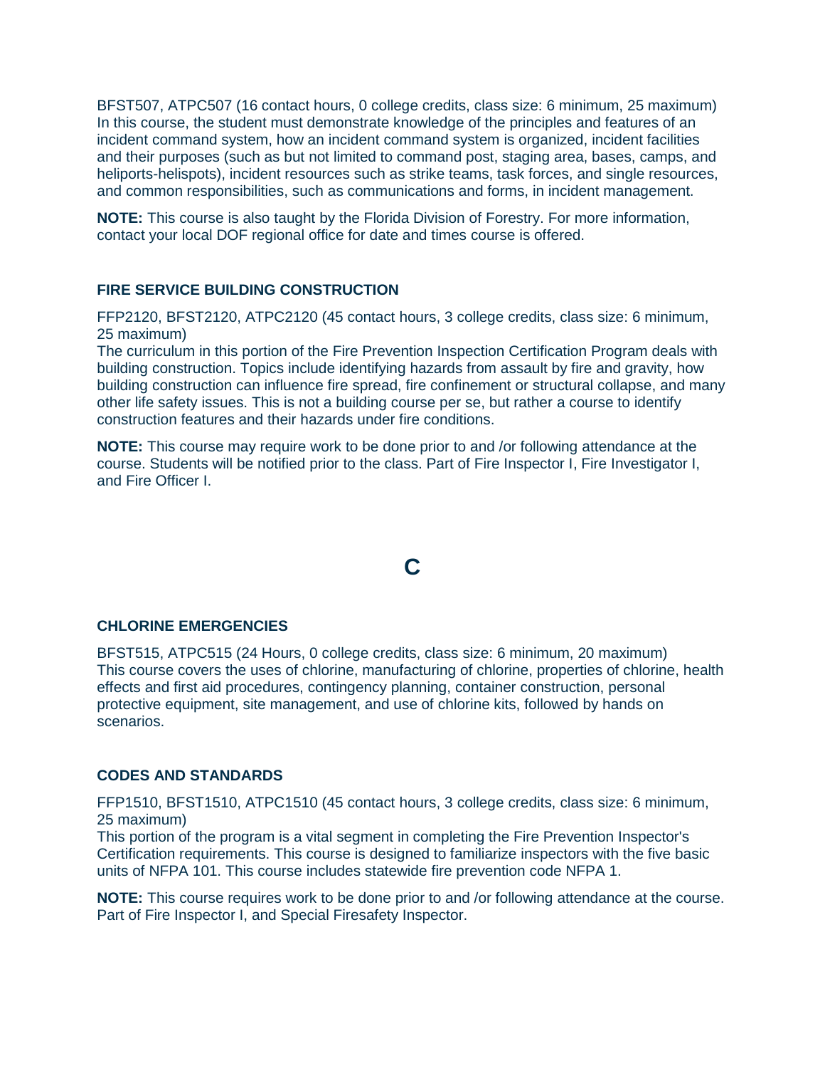BFST507, ATPC507 (16 contact hours, 0 college credits, class size: 6 minimum, 25 maximum)
In this course, the student must demonstrate knowledge of the principles and features of an incident command system, how an incident command system is organized, incident facilities and their purposes (such as but not limited to command post, staging area, bases, camps, and heliports-helispots), incident resources such as strike teams, task forces, and single resources, and common responsibilities, such as communications and forms, in incident management.

**NOTE:** This course is also taught by the Florida Division of Forestry. For more information, contact your local DOF regional office for date and times course is offered.

### FIRE SERVICE BUILDING CONSTRUCTION

FFP2120, BFST2120, ATPC2120 (45 contact hours, 3 college credits, class size: 6 minimum, 25 maximum)
The curriculum in this portion of the Fire Prevention Inspection Certification Program deals with building construction. Topics include identifying hazards from assault by fire and gravity, how building construction can influence fire spread, fire confinement or structural collapse, and many other life safety issues. This is not a building course per se, but rather a course to identify construction features and their hazards under fire conditions.

**NOTE:** This course may require work to be done prior to and /or following attendance at the course. Students will be notified prior to the class. Part of Fire Inspector I, Fire Investigator I, and Fire Officer I.

## C

### CHLORINE EMERGENCIES

BFST515, ATPC515 (24 Hours, 0 college credits, class size: 6 minimum, 20 maximum)
This course covers the uses of chlorine, manufacturing of chlorine, properties of chlorine, health effects and first aid procedures, contingency planning, container construction, personal protective equipment, site management, and use of chlorine kits, followed by hands on scenarios.

### CODES AND STANDARDS

FFP1510, BFST1510, ATPC1510 (45 contact hours, 3 college credits, class size: 6 minimum, 25 maximum)
This portion of the program is a vital segment in completing the Fire Prevention Inspector's Certification requirements. This course is designed to familiarize inspectors with the five basic units of NFPA 101. This course includes statewide fire prevention code NFPA 1.

**NOTE:** This course requires work to be done prior to and /or following attendance at the course. Part of Fire Inspector I, and Special Firesafety Inspector.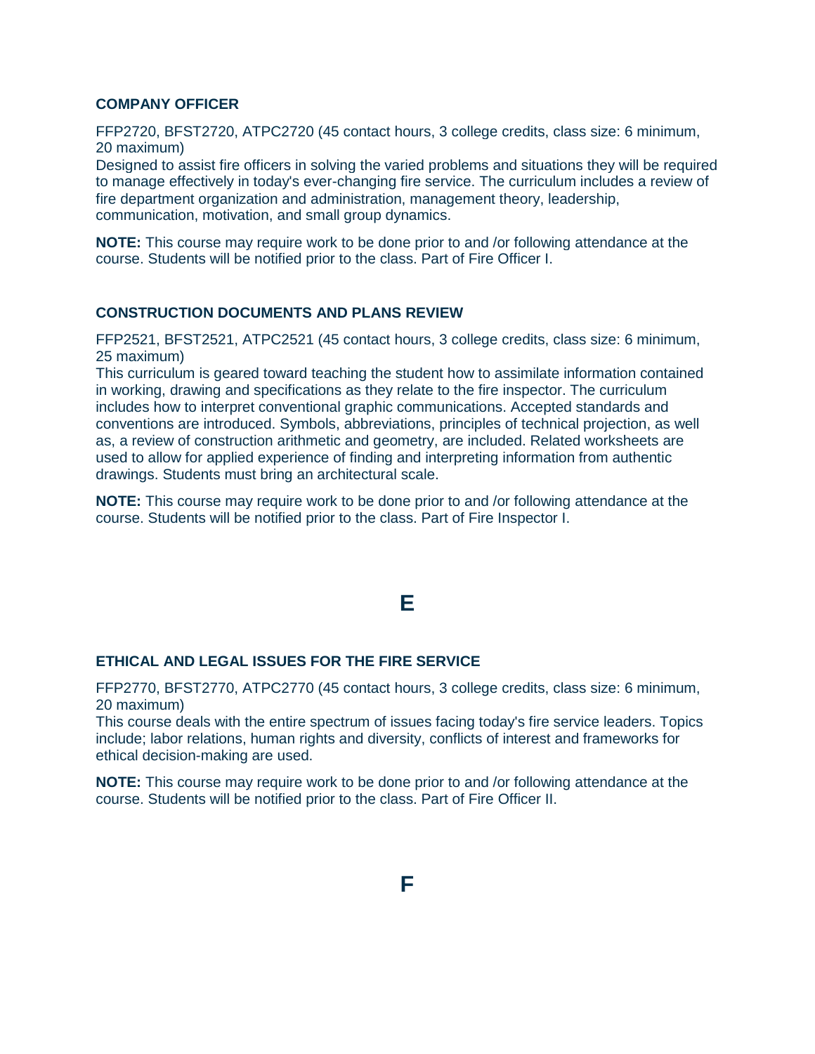### COMPANY OFFICER

FFP2720, BFST2720, ATPC2720 (45 contact hours, 3 college credits, class size: 6 minimum, 20 maximum)
Designed to assist fire officers in solving the varied problems and situations they will be required to manage effectively in today's ever-changing fire service. The curriculum includes a review of fire department organization and administration, management theory, leadership, communication, motivation, and small group dynamics.

**NOTE:** This course may require work to be done prior to and /or following attendance at the course. Students will be notified prior to the class. Part of Fire Officer I.

### CONSTRUCTION DOCUMENTS AND PLANS REVIEW

FFP2521, BFST2521, ATPC2521 (45 contact hours, 3 college credits, class size: 6 minimum, 25 maximum)
This curriculum is geared toward teaching the student how to assimilate information contained in working, drawing and specifications as they relate to the fire inspector. The curriculum includes how to interpret conventional graphic communications. Accepted standards and conventions are introduced. Symbols, abbreviations, principles of technical projection, as well as, a review of construction arithmetic and geometry, are included. Related worksheets are used to allow for applied experience of finding and interpreting information from authentic drawings. Students must bring an architectural scale.

**NOTE:** This course may require work to be done prior to and /or following attendance at the course. Students will be notified prior to the class. Part of Fire Inspector I.

## E

### ETHICAL AND LEGAL ISSUES FOR THE FIRE SERVICE

FFP2770, BFST2770, ATPC2770 (45 contact hours, 3 college credits, class size: 6 minimum, 20 maximum)
This course deals with the entire spectrum of issues facing today's fire service leaders. Topics include; labor relations, human rights and diversity, conflicts of interest and frameworks for ethical decision-making are used.

**NOTE:** This course may require work to be done prior to and /or following attendance at the course. Students will be notified prior to the class. Part of Fire Officer II.

## F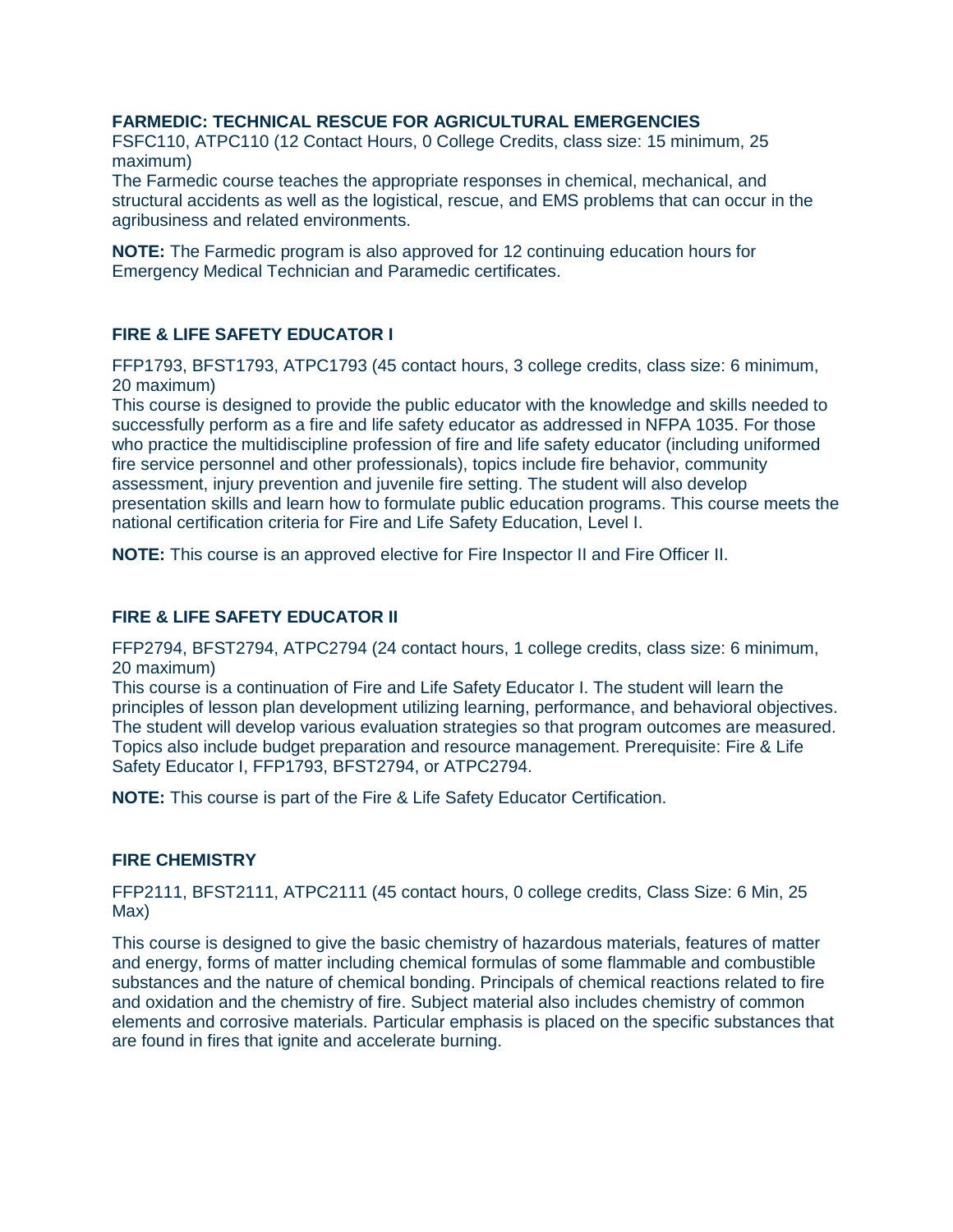### FARMEDIC: TECHNICAL RESCUE FOR AGRICULTURAL EMERGENCIES

FSFC110, ATPC110 (12 Contact Hours, 0 College Credits, class size: 15 minimum, 25 maximum)
The Farmedic course teaches the appropriate responses in chemical, mechanical, and structural accidents as well as the logistical, rescue, and EMS problems that can occur in the agribusiness and related environments.

**NOTE:** The Farmedic program is also approved for 12 continuing education hours for Emergency Medical Technician and Paramedic certificates.

### FIRE & LIFE SAFETY EDUCATOR I

FFP1793, BFST1793, ATPC1793 (45 contact hours, 3 college credits, class size: 6 minimum, 20 maximum)
This course is designed to provide the public educator with the knowledge and skills needed to successfully perform as a fire and life safety educator as addressed in NFPA 1035. For those who practice the multidiscipline profession of fire and life safety educator (including uniformed fire service personnel and other professionals), topics include fire behavior, community assessment, injury prevention and juvenile fire setting. The student will also develop presentation skills and learn how to formulate public education programs. This course meets the national certification criteria for Fire and Life Safety Education, Level I.

**NOTE:** This course is an approved elective for Fire Inspector II and Fire Officer II.

### FIRE & LIFE SAFETY EDUCATOR II

FFP2794, BFST2794, ATPC2794 (24 contact hours, 1 college credits, class size: 6 minimum, 20 maximum)
This course is a continuation of Fire and Life Safety Educator I. The student will learn the principles of lesson plan development utilizing learning, performance, and behavioral objectives. The student will develop various evaluation strategies so that program outcomes are measured. Topics also include budget preparation and resource management. Prerequisite: Fire & Life Safety Educator I, FFP1793, BFST2794, or ATPC2794.

**NOTE:** This course is part of the Fire & Life Safety Educator Certification.

### FIRE CHEMISTRY

FFP2111, BFST2111, ATPC2111 (45 contact hours, 0 college credits, Class Size: 6 Min, 25 Max)

This course is designed to give the basic chemistry of hazardous materials, features of matter and energy, forms of matter including chemical formulas of some flammable and combustible substances and the nature of chemical bonding. Principals of chemical reactions related to fire and oxidation and the chemistry of fire. Subject material also includes chemistry of common elements and corrosive materials. Particular emphasis is placed on the specific substances that are found in fires that ignite and accelerate burning.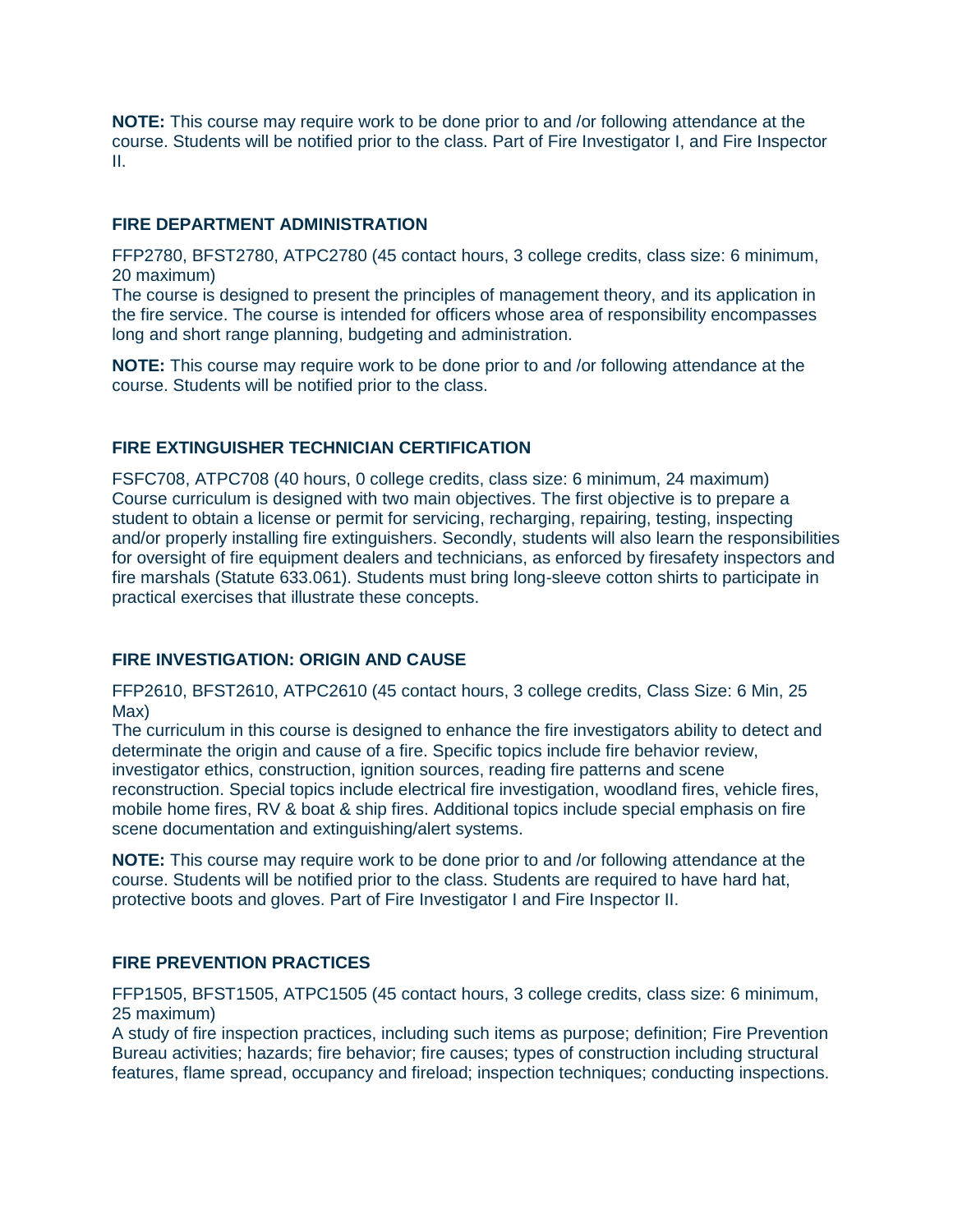**NOTE:** This course may require work to be done prior to and /or following attendance at the course. Students will be notified prior to the class. Part of Fire Investigator I, and Fire Inspector II.

### FIRE DEPARTMENT ADMINISTRATION

FFP2780, BFST2780, ATPC2780 (45 contact hours, 3 college credits, class size: 6 minimum, 20 maximum)
The course is designed to present the principles of management theory, and its application in the fire service. The course is intended for officers whose area of responsibility encompasses long and short range planning, budgeting and administration.

**NOTE:** This course may require work to be done prior to and /or following attendance at the course. Students will be notified prior to the class.

### FIRE EXTINGUISHER TECHNICIAN CERTIFICATION

FSFC708, ATPC708 (40 hours, 0 college credits, class size: 6 minimum, 24 maximum)
Course curriculum is designed with two main objectives. The first objective is to prepare a student to obtain a license or permit for servicing, recharging, repairing, testing, inspecting and/or properly installing fire extinguishers. Secondly, students will also learn the responsibilities for oversight of fire equipment dealers and technicians, as enforced by firesafety inspectors and fire marshals (Statute 633.061). Students must bring long-sleeve cotton shirts to participate in practical exercises that illustrate these concepts.

### FIRE INVESTIGATION: ORIGIN AND CAUSE

FFP2610, BFST2610, ATPC2610 (45 contact hours, 3 college credits, Class Size: 6 Min, 25 Max)
The curriculum in this course is designed to enhance the fire investigators ability to detect and determinate the origin and cause of a fire. Specific topics include fire behavior review, investigator ethics, construction, ignition sources, reading fire patterns and scene reconstruction. Special topics include electrical fire investigation, woodland fires, vehicle fires, mobile home fires, RV & boat & ship fires. Additional topics include special emphasis on fire scene documentation and extinguishing/alert systems.

**NOTE:** This course may require work to be done prior to and /or following attendance at the course. Students will be notified prior to the class. Students are required to have hard hat, protective boots and gloves. Part of Fire Investigator I and Fire Inspector II.

### FIRE PREVENTION PRACTICES

FFP1505, BFST1505, ATPC1505 (45 contact hours, 3 college credits, class size: 6 minimum, 25 maximum)
A study of fire inspection practices, including such items as purpose; definition; Fire Prevention Bureau activities; hazards; fire behavior; fire causes; types of construction including structural features, flame spread, occupancy and fireload; inspection techniques; conducting inspections.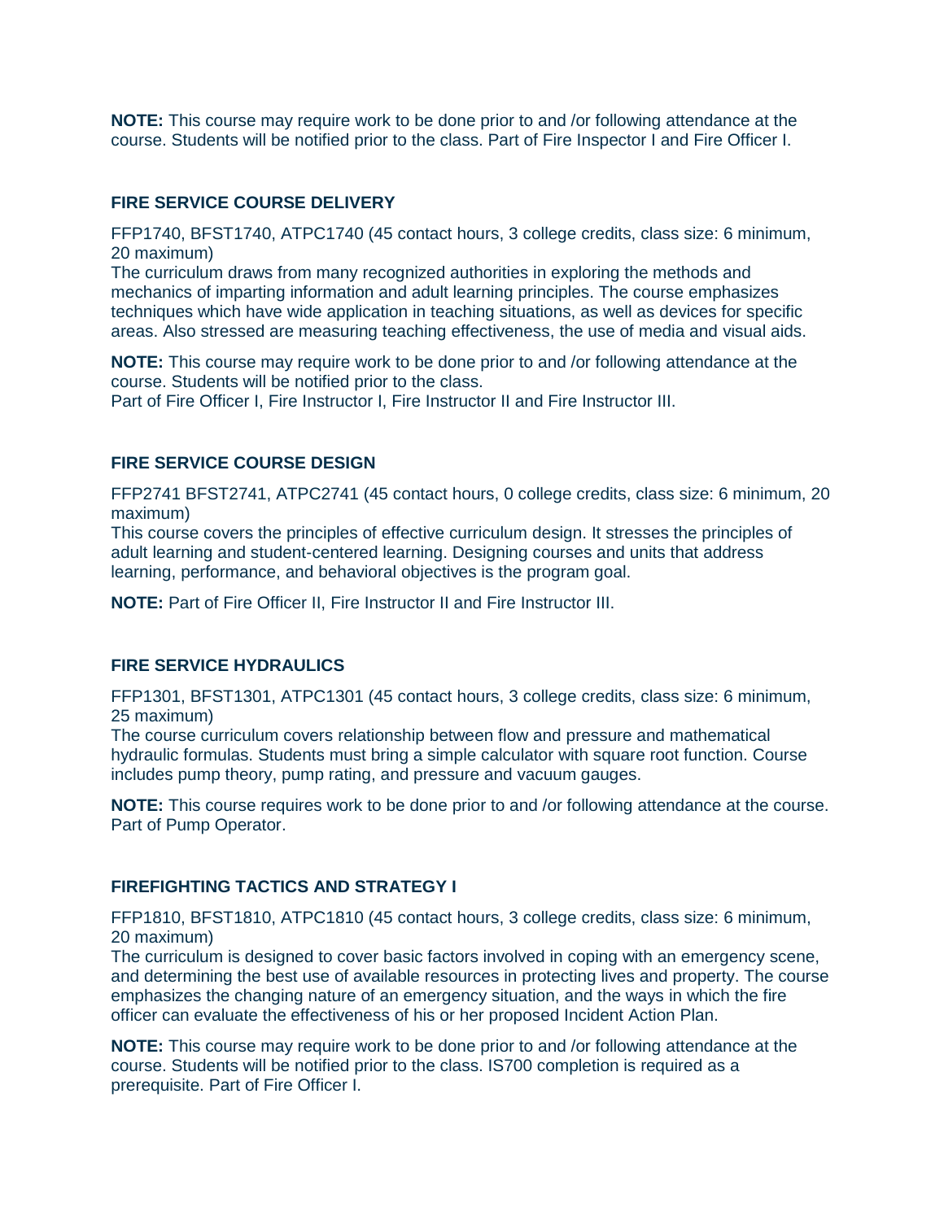**NOTE:** This course may require work to be done prior to and /or following attendance at the course. Students will be notified prior to the class. Part of Fire Inspector I and Fire Officer I.

### FIRE SERVICE COURSE DELIVERY

FFP1740, BFST1740, ATPC1740 (45 contact hours, 3 college credits, class size: 6 minimum, 20 maximum)
The curriculum draws from many recognized authorities in exploring the methods and mechanics of imparting information and adult learning principles. The course emphasizes techniques which have wide application in teaching situations, as well as devices for specific areas. Also stressed are measuring teaching effectiveness, the use of media and visual aids.

**NOTE:** This course may require work to be done prior to and /or following attendance at the course. Students will be notified prior to the class.
Part of Fire Officer I, Fire Instructor I, Fire Instructor II and Fire Instructor III.

### FIRE SERVICE COURSE DESIGN

FFP2741 BFST2741, ATPC2741 (45 contact hours, 0 college credits, class size: 6 minimum, 20 maximum)
This course covers the principles of effective curriculum design. It stresses the principles of adult learning and student-centered learning. Designing courses and units that address learning, performance, and behavioral objectives is the program goal.

**NOTE:** Part of Fire Officer II, Fire Instructor II and Fire Instructor III.

### FIRE SERVICE HYDRAULICS

FFP1301, BFST1301, ATPC1301 (45 contact hours, 3 college credits, class size: 6 minimum, 25 maximum)
The course curriculum covers relationship between flow and pressure and mathematical hydraulic formulas. Students must bring a simple calculator with square root function. Course includes pump theory, pump rating, and pressure and vacuum gauges.

**NOTE:** This course requires work to be done prior to and /or following attendance at the course. Part of Pump Operator.

### FIREFIGHTING TACTICS AND STRATEGY I

FFP1810, BFST1810, ATPC1810 (45 contact hours, 3 college credits, class size: 6 minimum, 20 maximum)
The curriculum is designed to cover basic factors involved in coping with an emergency scene, and determining the best use of available resources in protecting lives and property. The course emphasizes the changing nature of an emergency situation, and the ways in which the fire officer can evaluate the effectiveness of his or her proposed Incident Action Plan.

**NOTE:** This course may require work to be done prior to and /or following attendance at the course. Students will be notified prior to the class. IS700 completion is required as a prerequisite. Part of Fire Officer I.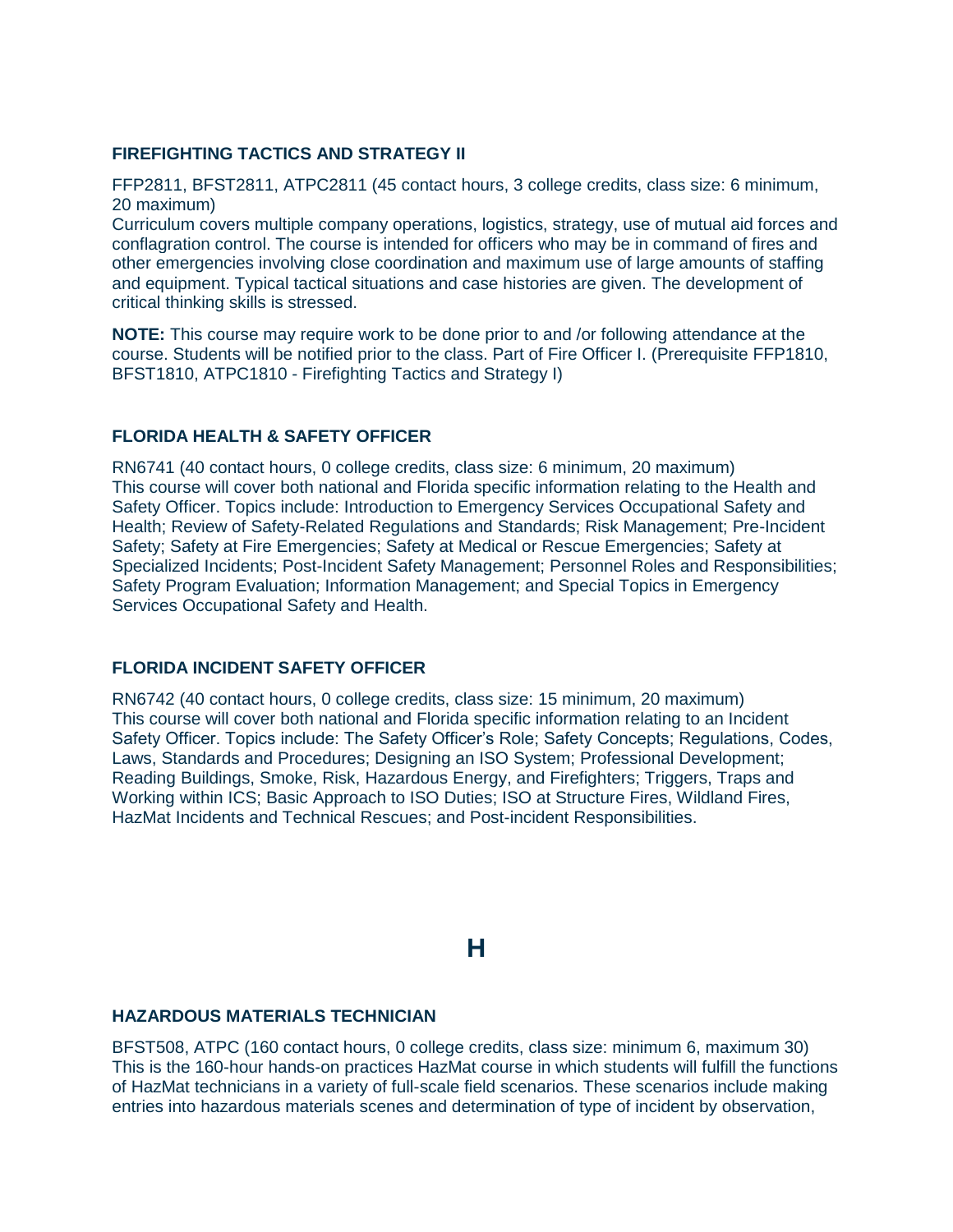### FIREFIGHTING TACTICS AND STRATEGY II

FFP2811, BFST2811, ATPC2811 (45 contact hours, 3 college credits, class size: 6 minimum, 20 maximum)
Curriculum covers multiple company operations, logistics, strategy, use of mutual aid forces and conflagration control. The course is intended for officers who may be in command of fires and other emergencies involving close coordination and maximum use of large amounts of staffing and equipment. Typical tactical situations and case histories are given. The development of critical thinking skills is stressed.

**NOTE:** This course may require work to be done prior to and /or following attendance at the course. Students will be notified prior to the class. Part of Fire Officer I. (Prerequisite FFP1810, BFST1810, ATPC1810 - Firefighting Tactics and Strategy I)

### FLORIDA HEALTH & SAFETY OFFICER

RN6741 (40 contact hours, 0 college credits, class size: 6 minimum, 20 maximum)
This course will cover both national and Florida specific information relating to the Health and Safety Officer. Topics include: Introduction to Emergency Services Occupational Safety and Health; Review of Safety-Related Regulations and Standards; Risk Management; Pre-Incident Safety; Safety at Fire Emergencies; Safety at Medical or Rescue Emergencies; Safety at Specialized Incidents; Post-Incident Safety Management; Personnel Roles and Responsibilities; Safety Program Evaluation; Information Management; and Special Topics in Emergency Services Occupational Safety and Health.

### FLORIDA INCIDENT SAFETY OFFICER

RN6742 (40 contact hours, 0 college credits, class size: 15 minimum, 20 maximum)
This course will cover both national and Florida specific information relating to an Incident Safety Officer. Topics include: The Safety Officer's Role; Safety Concepts; Regulations, Codes, Laws, Standards and Procedures; Designing an ISO System; Professional Development; Reading Buildings, Smoke, Risk, Hazardous Energy, and Firefighters; Triggers, Traps and Working within ICS; Basic Approach to ISO Duties; ISO at Structure Fires, Wildland Fires, HazMat Incidents and Technical Rescues; and Post-incident Responsibilities.

## H

### HAZARDOUS MATERIALS TECHNICIAN

BFST508, ATPC (160 contact hours, 0 college credits, class size: minimum 6, maximum 30)
This is the 160-hour hands-on practices HazMat course in which students will fulfill the functions of HazMat technicians in a variety of full-scale field scenarios. These scenarios include making entries into hazardous materials scenes and determination of type of incident by observation,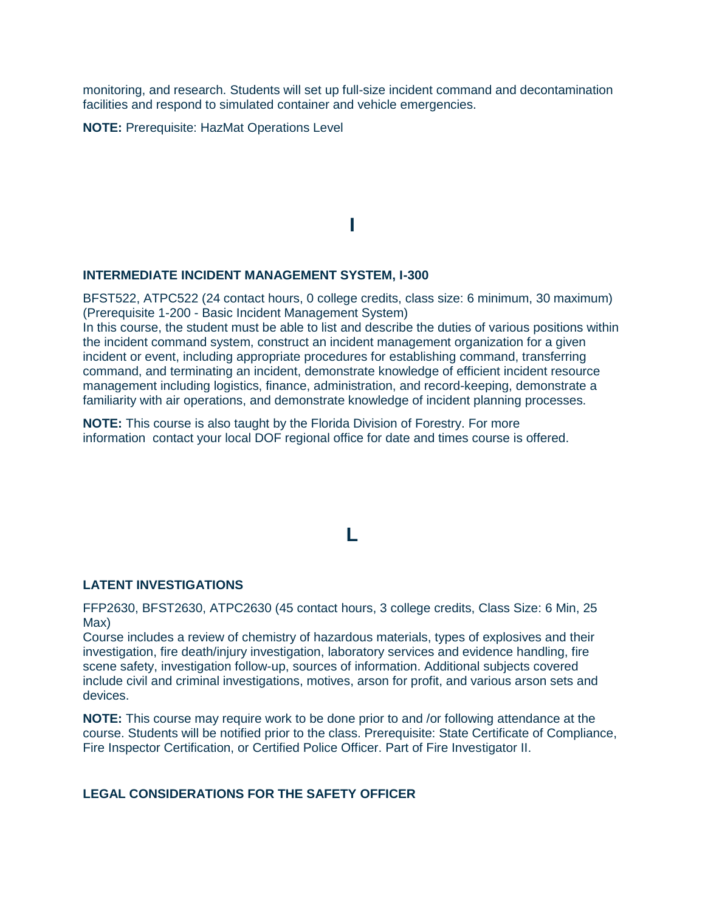monitoring, and research. Students will set up full-size incident command and decontamination facilities and respond to simulated container and vehicle emergencies.

**NOTE:** Prerequisite: HazMat Operations Level

## I

### INTERMEDIATE INCIDENT MANAGEMENT SYSTEM, I-300

BFST522, ATPC522 (24 contact hours, 0 college credits, class size: 6 minimum, 30 maximum) (Prerequisite 1-200 - Basic Incident Management System)
In this course, the student must be able to list and describe the duties of various positions within the incident command system, construct an incident management organization for a given incident or event, including appropriate procedures for establishing command, transferring command, and terminating an incident, demonstrate knowledge of efficient incident resource management including logistics, finance, administration, and record-keeping, demonstrate a familiarity with air operations, and demonstrate knowledge of incident planning processes.

**NOTE:** This course is also taught by the Florida Division of Forestry. For more information contact your local DOF regional office for date and times course is offered.

## L

### LATENT INVESTIGATIONS

FFP2630, BFST2630, ATPC2630 (45 contact hours, 3 college credits, Class Size: 6 Min, 25 Max)
Course includes a review of chemistry of hazardous materials, types of explosives and their investigation, fire death/injury investigation, laboratory services and evidence handling, fire scene safety, investigation follow-up, sources of information. Additional subjects covered include civil and criminal investigations, motives, arson for profit, and various arson sets and devices.

**NOTE:** This course may require work to be done prior to and /or following attendance at the course. Students will be notified prior to the class. Prerequisite: State Certificate of Compliance, Fire Inspector Certification, or Certified Police Officer. Part of Fire Investigator II.

### LEGAL CONSIDERATIONS FOR THE SAFETY OFFICER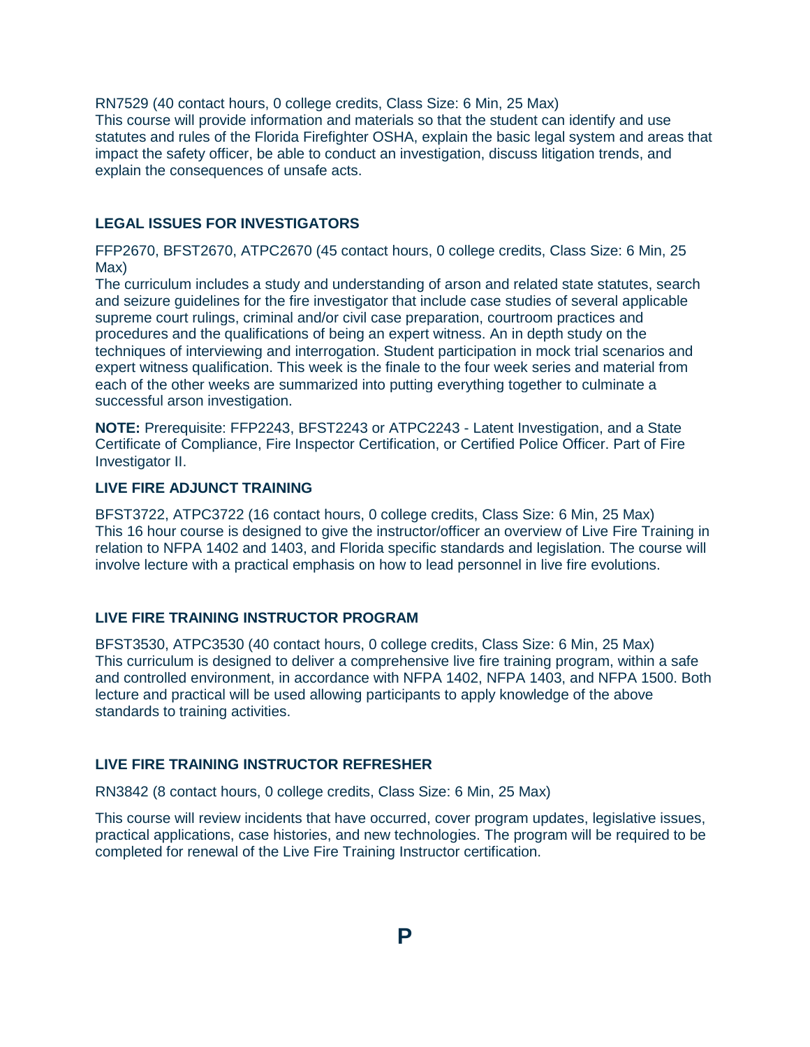RN7529 (40 contact hours, 0 college credits, Class Size: 6 Min, 25 Max)
This course will provide information and materials so that the student can identify and use statutes and rules of the Florida Firefighter OSHA, explain the basic legal system and areas that impact the safety officer, be able to conduct an investigation, discuss litigation trends, and explain the consequences of unsafe acts.

### LEGAL ISSUES FOR INVESTIGATORS

FFP2670, BFST2670, ATPC2670 (45 contact hours, 0 college credits, Class Size: 6 Min, 25 Max)
The curriculum includes a study and understanding of arson and related state statutes, search and seizure guidelines for the fire investigator that include case studies of several applicable supreme court rulings, criminal and/or civil case preparation, courtroom practices and procedures and the qualifications of being an expert witness. An in depth study on the techniques of interviewing and interrogation. Student participation in mock trial scenarios and expert witness qualification. This week is the finale to the four week series and material from each of the other weeks are summarized into putting everything together to culminate a successful arson investigation.

**NOTE:** Prerequisite: FFP2243, BFST2243 or ATPC2243 - Latent Investigation, and a State Certificate of Compliance, Fire Inspector Certification, or Certified Police Officer. Part of Fire Investigator II.

### LIVE FIRE ADJUNCT TRAINING

BFST3722, ATPC3722 (16 contact hours, 0 college credits, Class Size: 6 Min, 25 Max)
This 16 hour course is designed to give the instructor/officer an overview of Live Fire Training in relation to NFPA 1402 and 1403, and Florida specific standards and legislation. The course will involve lecture with a practical emphasis on how to lead personnel in live fire evolutions.

### LIVE FIRE TRAINING INSTRUCTOR PROGRAM

BFST3530, ATPC3530 (40 contact hours, 0 college credits, Class Size: 6 Min, 25 Max)
This curriculum is designed to deliver a comprehensive live fire training program, within a safe and controlled environment, in accordance with NFPA 1402, NFPA 1403, and NFPA 1500. Both lecture and practical will be used allowing participants to apply knowledge of the above standards to training activities.

### LIVE FIRE TRAINING INSTRUCTOR REFRESHER

RN3842 (8 contact hours, 0 college credits, Class Size: 6 Min, 25 Max)

This course will review incidents that have occurred, cover program updates, legislative issues, practical applications, case histories, and new technologies. The program will be required to be completed for renewal of the Live Fire Training Instructor certification.

## P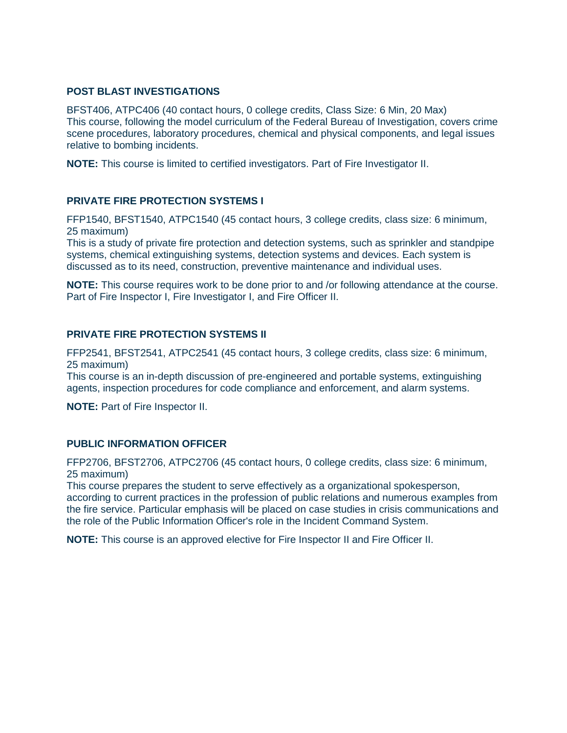### POST BLAST INVESTIGATIONS

BFST406, ATPC406 (40 contact hours, 0 college credits, Class Size: 6 Min, 20 Max)
This course, following the model curriculum of the Federal Bureau of Investigation, covers crime scene procedures, laboratory procedures, chemical and physical components, and legal issues relative to bombing incidents.

**NOTE:** This course is limited to certified investigators. Part of Fire Investigator II.

### PRIVATE FIRE PROTECTION SYSTEMS I

FFP1540, BFST1540, ATPC1540 (45 contact hours, 3 college credits, class size: 6 minimum, 25 maximum)
This is a study of private fire protection and detection systems, such as sprinkler and standpipe systems, chemical extinguishing systems, detection systems and devices. Each system is discussed as to its need, construction, preventive maintenance and individual uses.

**NOTE:** This course requires work to be done prior to and /or following attendance at the course. Part of Fire Inspector I, Fire Investigator I, and Fire Officer II.

### PRIVATE FIRE PROTECTION SYSTEMS II

FFP2541, BFST2541, ATPC2541 (45 contact hours, 3 college credits, class size: 6 minimum, 25 maximum)
This course is an in-depth discussion of pre-engineered and portable systems, extinguishing agents, inspection procedures for code compliance and enforcement, and alarm systems.

**NOTE:** Part of Fire Inspector II.

### PUBLIC INFORMATION OFFICER

FFP2706, BFST2706, ATPC2706 (45 contact hours, 0 college credits, class size: 6 minimum, 25 maximum)
This course prepares the student to serve effectively as a organizational spokesperson, according to current practices in the profession of public relations and numerous examples from the fire service. Particular emphasis will be placed on case studies in crisis communications and the role of the Public Information Officer's role in the Incident Command System.

**NOTE:** This course is an approved elective for Fire Inspector II and Fire Officer II.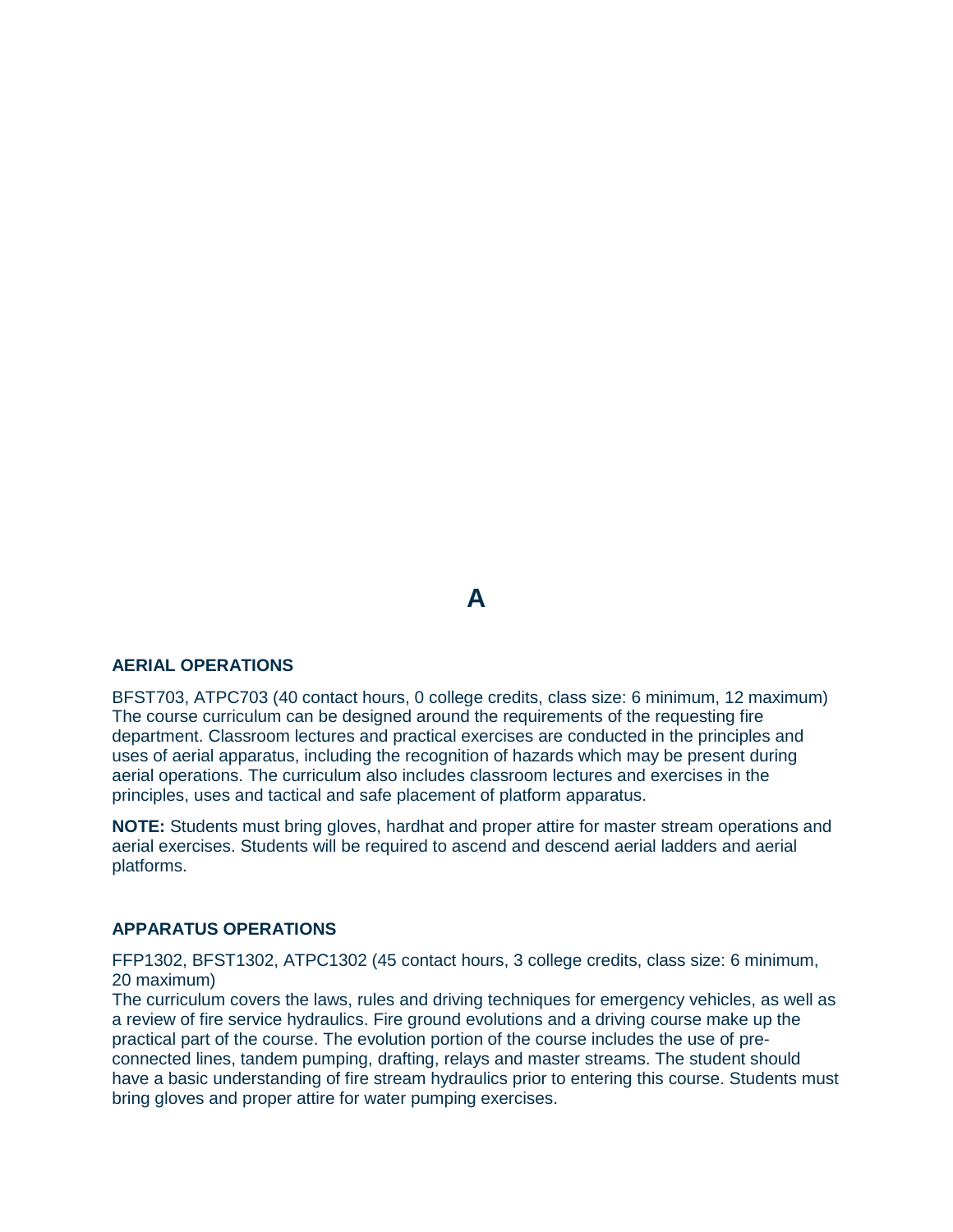# A

## AERIAL OPERATIONS

BFST703, ATPC703 (40 contact hours, 0 college credits, class size: 6 minimum, 12 maximum)
The course curriculum can be designed around the requirements of the requesting fire department. Classroom lectures and practical exercises are conducted in the principles and uses of aerial apparatus, including the recognition of hazards which may be present during aerial operations. The curriculum also includes classroom lectures and exercises in the principles, uses and tactical and safe placement of platform apparatus.

**NOTE:** Students must bring gloves, hardhat and proper attire for master stream operations and aerial exercises. Students will be required to ascend and descend aerial ladders and aerial platforms.

## APPARATUS OPERATIONS

FFP1302, BFST1302, ATPC1302 (45 contact hours, 3 college credits, class size: 6 minimum, 20 maximum)
The curriculum covers the laws, rules and driving techniques for emergency vehicles, as well as a review of fire service hydraulics. Fire ground evolutions and a driving course make up the practical part of the course. The evolution portion of the course includes the use of pre-connected lines, tandem pumping, drafting, relays and master streams. The student should have a basic understanding of fire stream hydraulics prior to entering this course. Students must bring gloves and proper attire for water pumping exercises.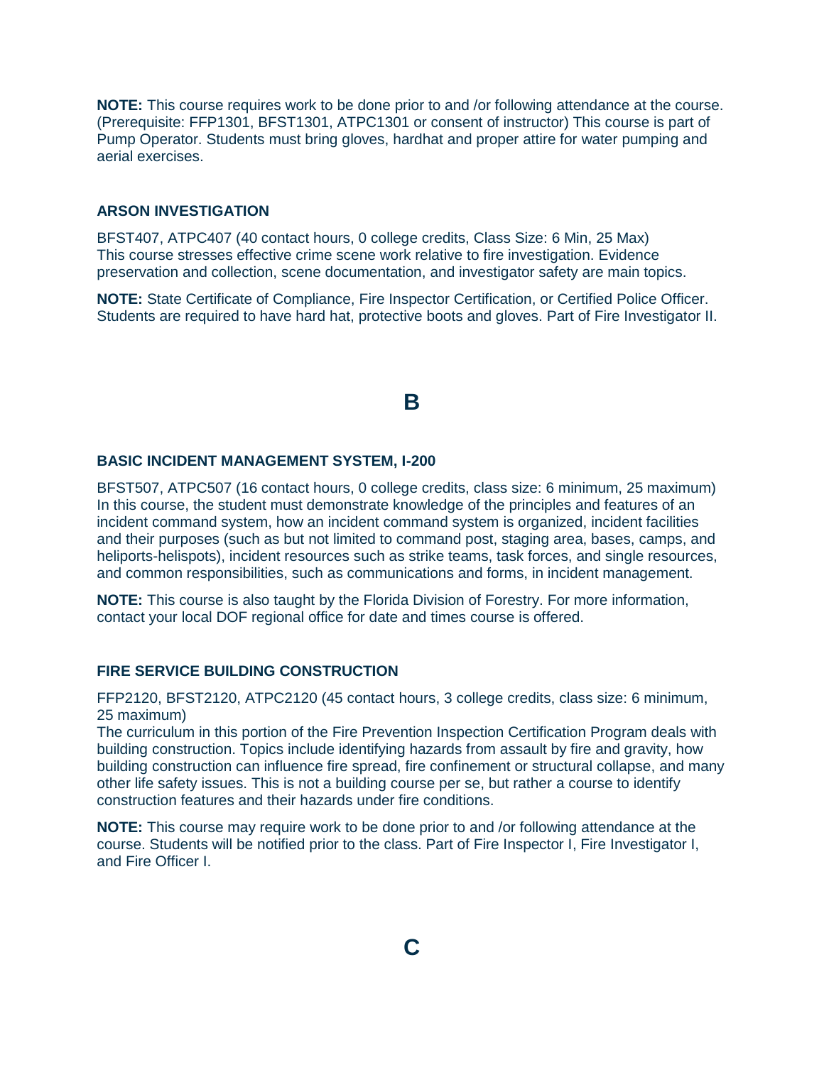**NOTE:** This course requires work to be done prior to and /or following attendance at the course. (Prerequisite: FFP1301, BFST1301, ATPC1301 or consent of instructor) This course is part of Pump Operator. Students must bring gloves, hardhat and proper attire for water pumping and aerial exercises.

### ARSON INVESTIGATION

BFST407, ATPC407 (40 contact hours, 0 college credits, Class Size: 6 Min, 25 Max)
This course stresses effective crime scene work relative to fire investigation. Evidence preservation and collection, scene documentation, and investigator safety are main topics.

**NOTE:** State Certificate of Compliance, Fire Inspector Certification, or Certified Police Officer. Students are required to have hard hat, protective boots and gloves. Part of Fire Investigator II.

## B

### BASIC INCIDENT MANAGEMENT SYSTEM, I-200

BFST507, ATPC507 (16 contact hours, 0 college credits, class size: 6 minimum, 25 maximum)
In this course, the student must demonstrate knowledge of the principles and features of an incident command system, how an incident command system is organized, incident facilities and their purposes (such as but not limited to command post, staging area, bases, camps, and heliports-helispots), incident resources such as strike teams, task forces, and single resources, and common responsibilities, such as communications and forms, in incident management.

**NOTE:** This course is also taught by the Florida Division of Forestry. For more information, contact your local DOF regional office for date and times course is offered.

### FIRE SERVICE BUILDING CONSTRUCTION

FFP2120, BFST2120, ATPC2120 (45 contact hours, 3 college credits, class size: 6 minimum, 25 maximum)
The curriculum in this portion of the Fire Prevention Inspection Certification Program deals with building construction. Topics include identifying hazards from assault by fire and gravity, how building construction can influence fire spread, fire confinement or structural collapse, and many other life safety issues. This is not a building course per se, but rather a course to identify construction features and their hazards under fire conditions.

**NOTE:** This course may require work to be done prior to and /or following attendance at the course. Students will be notified prior to the class. Part of Fire Inspector I, Fire Investigator I, and Fire Officer I.

## C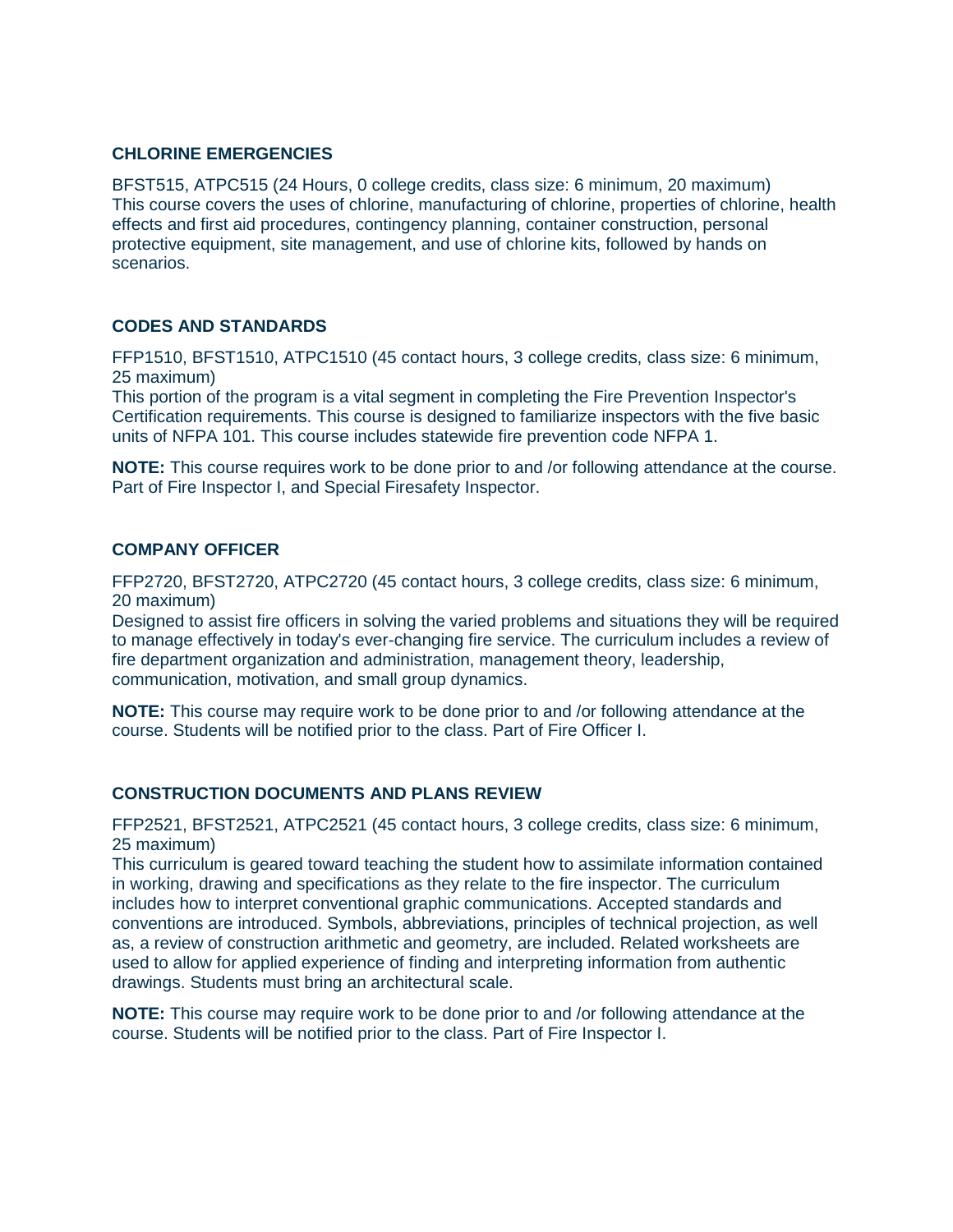### CHLORINE EMERGENCIES

BFST515, ATPC515 (24 Hours, 0 college credits, class size: 6 minimum, 20 maximum)
This course covers the uses of chlorine, manufacturing of chlorine, properties of chlorine, health effects and first aid procedures, contingency planning, container construction, personal protective equipment, site management, and use of chlorine kits, followed by hands on scenarios.

### CODES AND STANDARDS

FFP1510, BFST1510, ATPC1510 (45 contact hours, 3 college credits, class size: 6 minimum, 25 maximum)
This portion of the program is a vital segment in completing the Fire Prevention Inspector's Certification requirements. This course is designed to familiarize inspectors with the five basic units of NFPA 101. This course includes statewide fire prevention code NFPA 1.

**NOTE:** This course requires work to be done prior to and /or following attendance at the course. Part of Fire Inspector I, and Special Firesafety Inspector.

### COMPANY OFFICER

FFP2720, BFST2720, ATPC2720 (45 contact hours, 3 college credits, class size: 6 minimum, 20 maximum)
Designed to assist fire officers in solving the varied problems and situations they will be required to manage effectively in today's ever-changing fire service. The curriculum includes a review of fire department organization and administration, management theory, leadership, communication, motivation, and small group dynamics.

**NOTE:** This course may require work to be done prior to and /or following attendance at the course. Students will be notified prior to the class. Part of Fire Officer I.

### CONSTRUCTION DOCUMENTS AND PLANS REVIEW

FFP2521, BFST2521, ATPC2521 (45 contact hours, 3 college credits, class size: 6 minimum, 25 maximum)
This curriculum is geared toward teaching the student how to assimilate information contained in working, drawing and specifications as they relate to the fire inspector. The curriculum includes how to interpret conventional graphic communications. Accepted standards and conventions are introduced. Symbols, abbreviations, principles of technical projection, as well as, a review of construction arithmetic and geometry, are included. Related worksheets are used to allow for applied experience of finding and interpreting information from authentic drawings. Students must bring an architectural scale.

**NOTE:** This course may require work to be done prior to and /or following attendance at the course. Students will be notified prior to the class. Part of Fire Inspector I.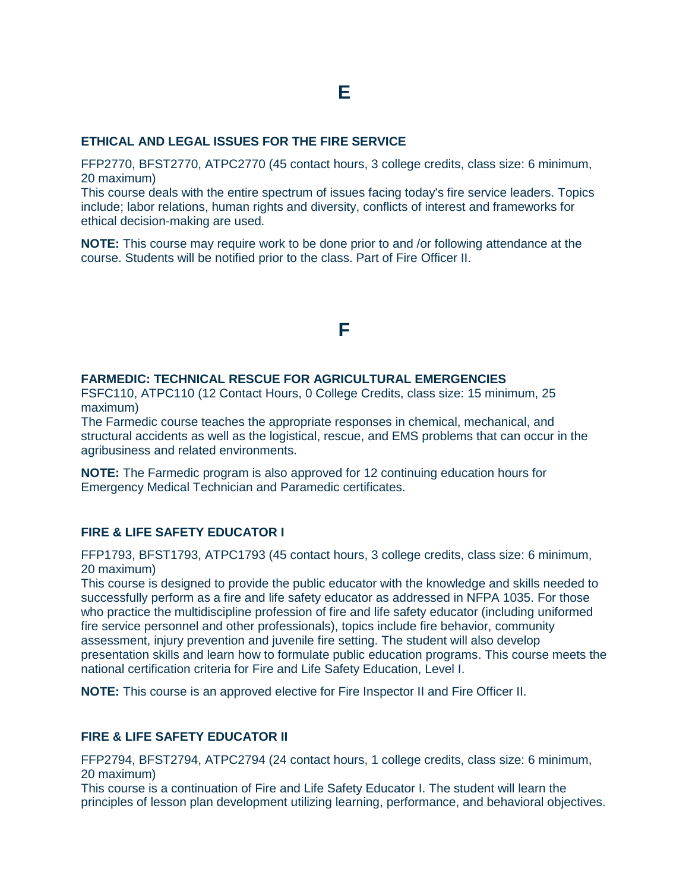# E

### ETHICAL AND LEGAL ISSUES FOR THE FIRE SERVICE

FFP2770, BFST2770, ATPC2770 (45 contact hours, 3 college credits, class size: 6 minimum, 20 maximum)
This course deals with the entire spectrum of issues facing today's fire service leaders. Topics include; labor relations, human rights and diversity, conflicts of interest and frameworks for ethical decision-making are used.

**NOTE:** This course may require work to be done prior to and /or following attendance at the course. Students will be notified prior to the class. Part of Fire Officer II.

# F

### FARMEDIC: TECHNICAL RESCUE FOR AGRICULTURAL EMERGENCIES

FSFC110, ATPC110 (12 Contact Hours, 0 College Credits, class size: 15 minimum, 25 maximum)
The Farmedic course teaches the appropriate responses in chemical, mechanical, and structural accidents as well as the logistical, rescue, and EMS problems that can occur in the agribusiness and related environments.

**NOTE:** The Farmedic program is also approved for 12 continuing education hours for Emergency Medical Technician and Paramedic certificates.

### FIRE & LIFE SAFETY EDUCATOR I

FFP1793, BFST1793, ATPC1793 (45 contact hours, 3 college credits, class size: 6 minimum, 20 maximum)
This course is designed to provide the public educator with the knowledge and skills needed to successfully perform as a fire and life safety educator as addressed in NFPA 1035. For those who practice the multidiscipline profession of fire and life safety educator (including uniformed fire service personnel and other professionals), topics include fire behavior, community assessment, injury prevention and juvenile fire setting. The student will also develop presentation skills and learn how to formulate public education programs. This course meets the national certification criteria for Fire and Life Safety Education, Level I.

**NOTE:** This course is an approved elective for Fire Inspector II and Fire Officer II.

### FIRE & LIFE SAFETY EDUCATOR II

FFP2794, BFST2794, ATPC2794 (24 contact hours, 1 college credits, class size: 6 minimum, 20 maximum)
This course is a continuation of Fire and Life Safety Educator I. The student will learn the principles of lesson plan development utilizing learning, performance, and behavioral objectives.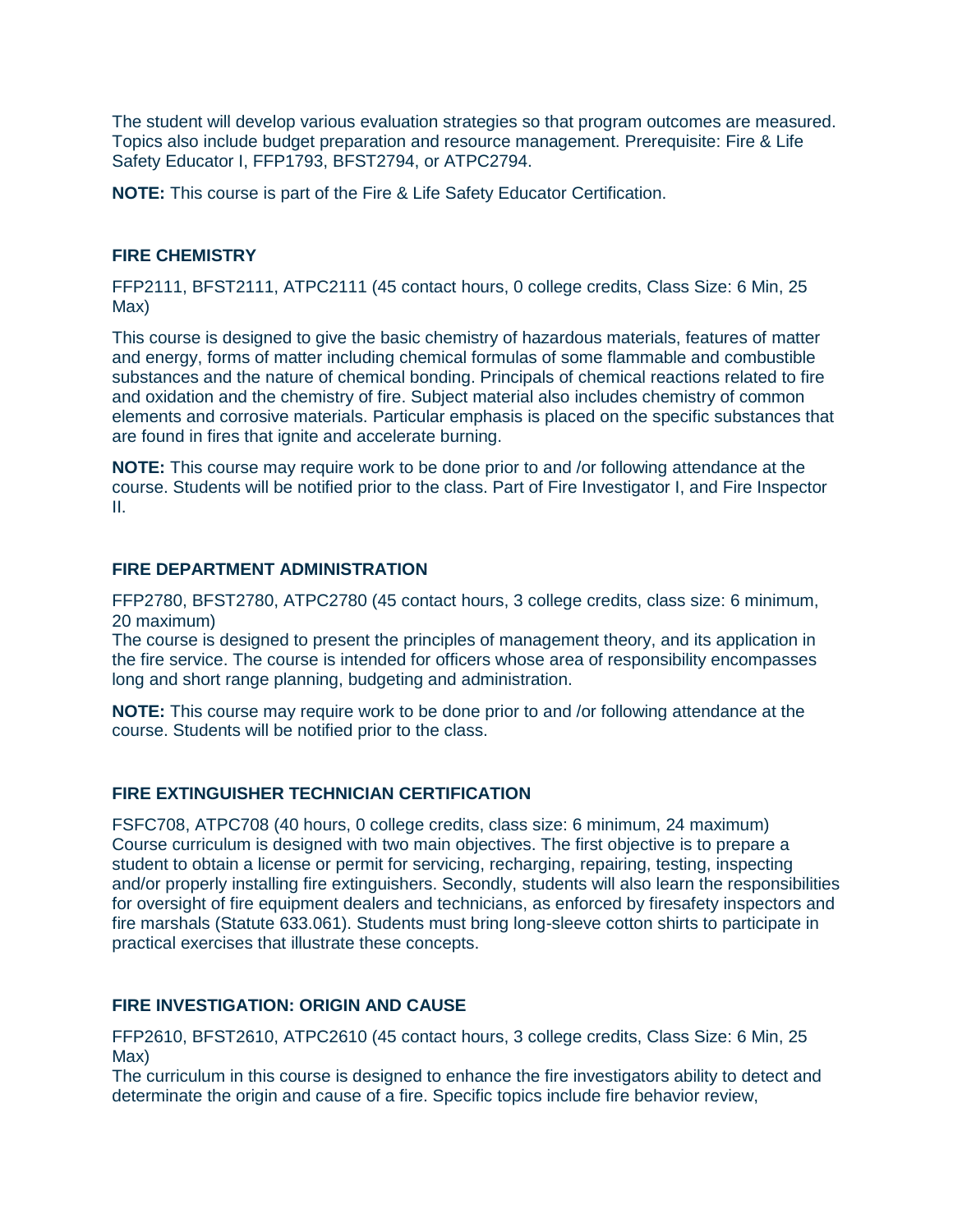The student will develop various evaluation strategies so that program outcomes are measured. Topics also include budget preparation and resource management. Prerequisite: Fire & Life Safety Educator I, FFP1793, BFST2794, or ATPC2794.

**NOTE:** This course is part of the Fire & Life Safety Educator Certification.

### FIRE CHEMISTRY

FFP2111, BFST2111, ATPC2111 (45 contact hours, 0 college credits, Class Size: 6 Min, 25 Max)

This course is designed to give the basic chemistry of hazardous materials, features of matter and energy, forms of matter including chemical formulas of some flammable and combustible substances and the nature of chemical bonding. Principals of chemical reactions related to fire and oxidation and the chemistry of fire. Subject material also includes chemistry of common elements and corrosive materials. Particular emphasis is placed on the specific substances that are found in fires that ignite and accelerate burning.

**NOTE:** This course may require work to be done prior to and /or following attendance at the course. Students will be notified prior to the class. Part of Fire Investigator I, and Fire Inspector II.

### FIRE DEPARTMENT ADMINISTRATION

FFP2780, BFST2780, ATPC2780 (45 contact hours, 3 college credits, class size: 6 minimum, 20 maximum)
The course is designed to present the principles of management theory, and its application in the fire service. The course is intended for officers whose area of responsibility encompasses long and short range planning, budgeting and administration.

**NOTE:** This course may require work to be done prior to and /or following attendance at the course. Students will be notified prior to the class.

### FIRE EXTINGUISHER TECHNICIAN CERTIFICATION

FSFC708, ATPC708 (40 hours, 0 college credits, class size: 6 minimum, 24 maximum)
Course curriculum is designed with two main objectives. The first objective is to prepare a student to obtain a license or permit for servicing, recharging, repairing, testing, inspecting and/or properly installing fire extinguishers. Secondly, students will also learn the responsibilities for oversight of fire equipment dealers and technicians, as enforced by firesafety inspectors and fire marshals (Statute 633.061). Students must bring long-sleeve cotton shirts to participate in practical exercises that illustrate these concepts.

### FIRE INVESTIGATION: ORIGIN AND CAUSE

FFP2610, BFST2610, ATPC2610 (45 contact hours, 3 college credits, Class Size: 6 Min, 25 Max)
The curriculum in this course is designed to enhance the fire investigators ability to detect and determinate the origin and cause of a fire. Specific topics include fire behavior review,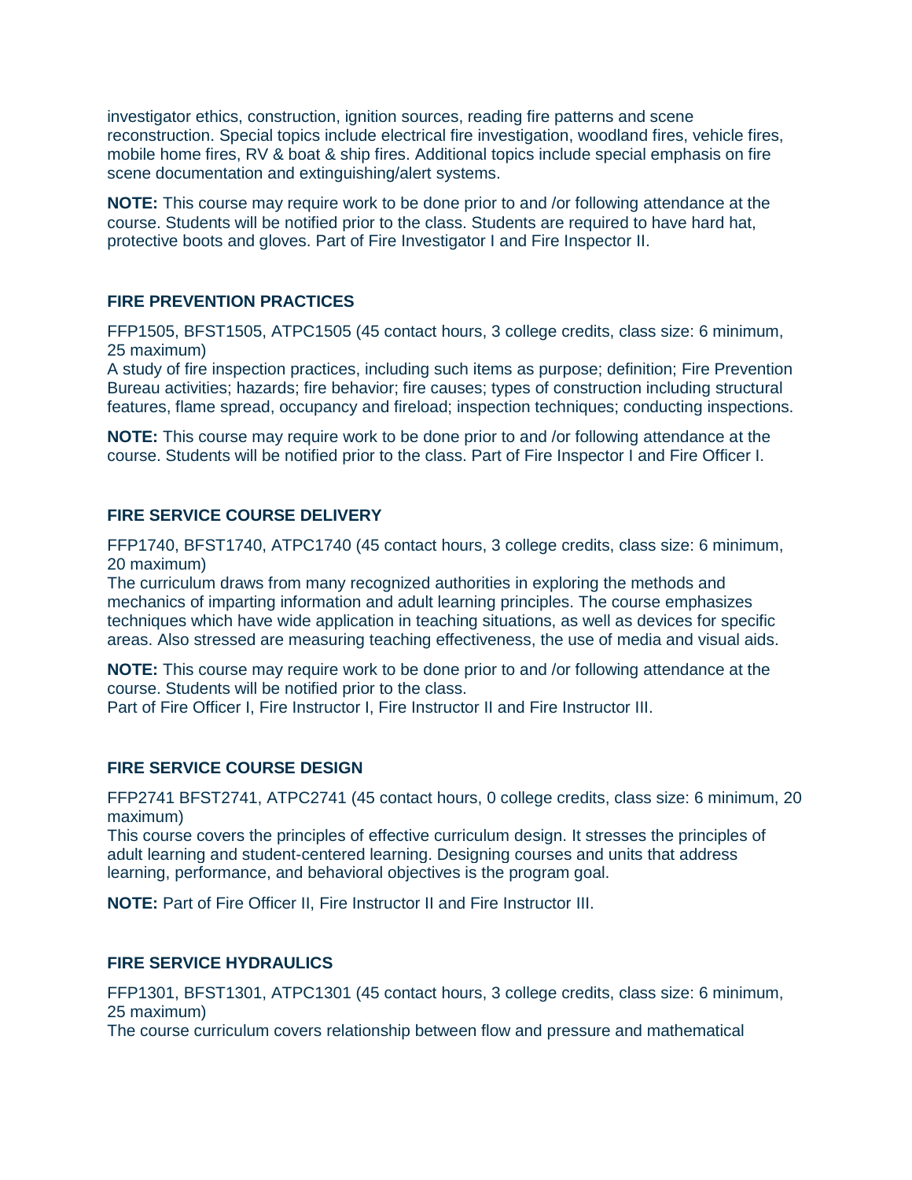investigator ethics, construction, ignition sources, reading fire patterns and scene reconstruction. Special topics include electrical fire investigation, woodland fires, vehicle fires, mobile home fires, RV & boat & ship fires. Additional topics include special emphasis on fire scene documentation and extinguishing/alert systems.

**NOTE:** This course may require work to be done prior to and /or following attendance at the course. Students will be notified prior to the class. Students are required to have hard hat, protective boots and gloves. Part of Fire Investigator I and Fire Inspector II.

### FIRE PREVENTION PRACTICES

FFP1505, BFST1505, ATPC1505 (45 contact hours, 3 college credits, class size: 6 minimum, 25 maximum)
A study of fire inspection practices, including such items as purpose; definition; Fire Prevention Bureau activities; hazards; fire behavior; fire causes; types of construction including structural features, flame spread, occupancy and fireload; inspection techniques; conducting inspections.

**NOTE:** This course may require work to be done prior to and /or following attendance at the course. Students will be notified prior to the class. Part of Fire Inspector I and Fire Officer I.

### FIRE SERVICE COURSE DELIVERY

FFP1740, BFST1740, ATPC1740 (45 contact hours, 3 college credits, class size: 6 minimum, 20 maximum)
The curriculum draws from many recognized authorities in exploring the methods and mechanics of imparting information and adult learning principles. The course emphasizes techniques which have wide application in teaching situations, as well as devices for specific areas. Also stressed are measuring teaching effectiveness, the use of media and visual aids.

**NOTE:** This course may require work to be done prior to and /or following attendance at the course. Students will be notified prior to the class.
Part of Fire Officer I, Fire Instructor I, Fire Instructor II and Fire Instructor III.

### FIRE SERVICE COURSE DESIGN

FFP2741 BFST2741, ATPC2741 (45 contact hours, 0 college credits, class size: 6 minimum, 20 maximum)
This course covers the principles of effective curriculum design. It stresses the principles of adult learning and student-centered learning. Designing courses and units that address learning, performance, and behavioral objectives is the program goal.

**NOTE:** Part of Fire Officer II, Fire Instructor II and Fire Instructor III.

### FIRE SERVICE HYDRAULICS

FFP1301, BFST1301, ATPC1301 (45 contact hours, 3 college credits, class size: 6 minimum, 25 maximum)
The course curriculum covers relationship between flow and pressure and mathematical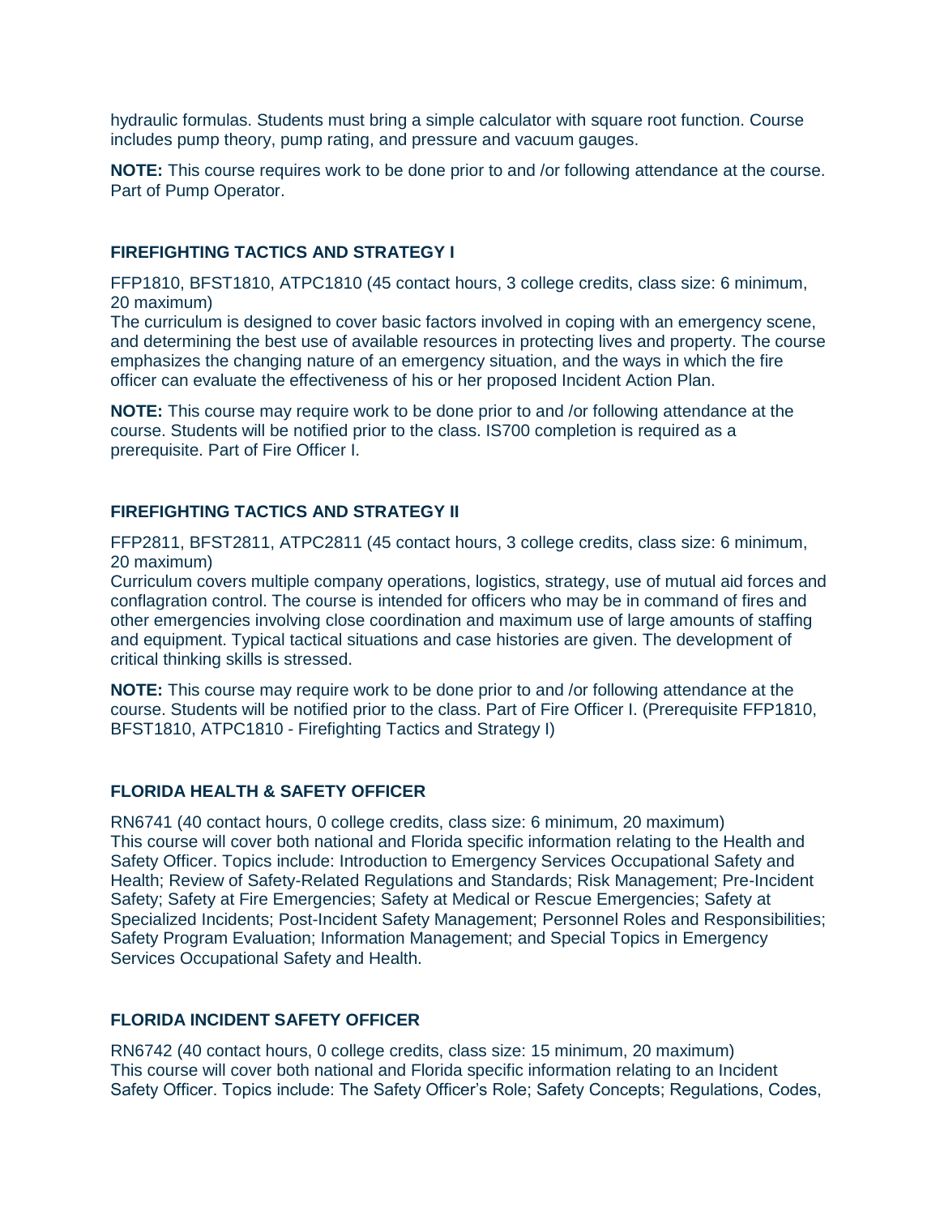hydraulic formulas. Students must bring a simple calculator with square root function. Course includes pump theory, pump rating, and pressure and vacuum gauges.

**NOTE:** This course requires work to be done prior to and /or following attendance at the course. Part of Pump Operator.

### FIREFIGHTING TACTICS AND STRATEGY I

FFP1810, BFST1810, ATPC1810 (45 contact hours, 3 college credits, class size: 6 minimum, 20 maximum)
The curriculum is designed to cover basic factors involved in coping with an emergency scene, and determining the best use of available resources in protecting lives and property. The course emphasizes the changing nature of an emergency situation, and the ways in which the fire officer can evaluate the effectiveness of his or her proposed Incident Action Plan.

**NOTE:** This course may require work to be done prior to and /or following attendance at the course. Students will be notified prior to the class. IS700 completion is required as a prerequisite. Part of Fire Officer I.

### FIREFIGHTING TACTICS AND STRATEGY II

FFP2811, BFST2811, ATPC2811 (45 contact hours, 3 college credits, class size: 6 minimum, 20 maximum)
Curriculum covers multiple company operations, logistics, strategy, use of mutual aid forces and conflagration control. The course is intended for officers who may be in command of fires and other emergencies involving close coordination and maximum use of large amounts of staffing and equipment. Typical tactical situations and case histories are given. The development of critical thinking skills is stressed.

**NOTE:** This course may require work to be done prior to and /or following attendance at the course. Students will be notified prior to the class. Part of Fire Officer I. (Prerequisite FFP1810, BFST1810, ATPC1810 - Firefighting Tactics and Strategy I)

### FLORIDA HEALTH & SAFETY OFFICER

RN6741 (40 contact hours, 0 college credits, class size: 6 minimum, 20 maximum)
This course will cover both national and Florida specific information relating to the Health and Safety Officer. Topics include: Introduction to Emergency Services Occupational Safety and Health; Review of Safety-Related Regulations and Standards; Risk Management; Pre-Incident Safety; Safety at Fire Emergencies; Safety at Medical or Rescue Emergencies; Safety at Specialized Incidents; Post-Incident Safety Management; Personnel Roles and Responsibilities; Safety Program Evaluation; Information Management; and Special Topics in Emergency Services Occupational Safety and Health.

### FLORIDA INCIDENT SAFETY OFFICER

RN6742 (40 contact hours, 0 college credits, class size: 15 minimum, 20 maximum)
This course will cover both national and Florida specific information relating to an Incident Safety Officer. Topics include: The Safety Officer's Role; Safety Concepts; Regulations, Codes,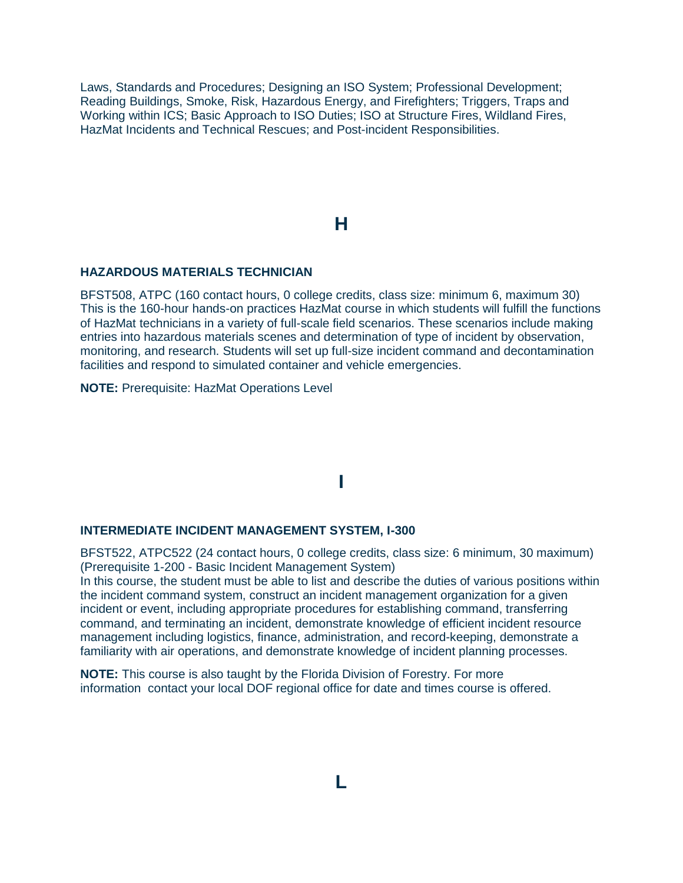Laws, Standards and Procedures; Designing an ISO System; Professional Development; Reading Buildings, Smoke, Risk, Hazardous Energy, and Firefighters; Triggers, Traps and Working within ICS; Basic Approach to ISO Duties; ISO at Structure Fires, Wildland Fires, HazMat Incidents and Technical Rescues; and Post-incident Responsibilities.

# H

### HAZARDOUS MATERIALS TECHNICIAN

BFST508, ATPC (160 contact hours, 0 college credits, class size: minimum 6, maximum 30) This is the 160-hour hands-on practices HazMat course in which students will fulfill the functions of HazMat technicians in a variety of full-scale field scenarios. These scenarios include making entries into hazardous materials scenes and determination of type of incident by observation, monitoring, and research. Students will set up full-size incident command and decontamination facilities and respond to simulated container and vehicle emergencies.

**NOTE:** Prerequisite: HazMat Operations Level

# I

### INTERMEDIATE INCIDENT MANAGEMENT SYSTEM, I-300

BFST522, ATPC522 (24 contact hours, 0 college credits, class size: 6 minimum, 30 maximum) (Prerequisite 1-200 - Basic Incident Management System)
In this course, the student must be able to list and describe the duties of various positions within the incident command system, construct an incident management organization for a given incident or event, including appropriate procedures for establishing command, transferring command, and terminating an incident, demonstrate knowledge of efficient incident resource management including logistics, finance, administration, and record-keeping, demonstrate a familiarity with air operations, and demonstrate knowledge of incident planning processes.

**NOTE:** This course is also taught by the Florida Division of Forestry. For more information contact your local DOF regional office for date and times course is offered.

# L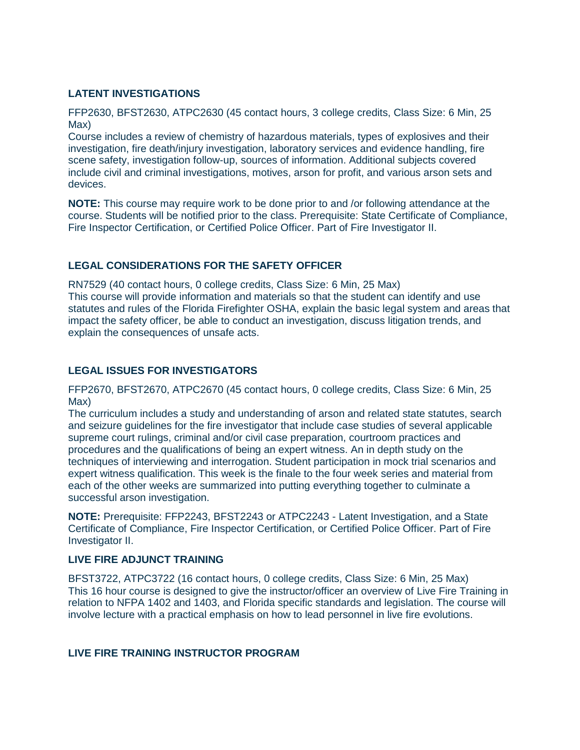### LATENT INVESTIGATIONS

FFP2630, BFST2630, ATPC2630 (45 contact hours, 3 college credits, Class Size: 6 Min, 25 Max)
Course includes a review of chemistry of hazardous materials, types of explosives and their investigation, fire death/injury investigation, laboratory services and evidence handling, fire scene safety, investigation follow-up, sources of information. Additional subjects covered include civil and criminal investigations, motives, arson for profit, and various arson sets and devices.

**NOTE:** This course may require work to be done prior to and /or following attendance at the course. Students will be notified prior to the class. Prerequisite: State Certificate of Compliance, Fire Inspector Certification, or Certified Police Officer. Part of Fire Investigator II.

### LEGAL CONSIDERATIONS FOR THE SAFETY OFFICER

RN7529 (40 contact hours, 0 college credits, Class Size: 6 Min, 25 Max)
This course will provide information and materials so that the student can identify and use statutes and rules of the Florida Firefighter OSHA, explain the basic legal system and areas that impact the safety officer, be able to conduct an investigation, discuss litigation trends, and explain the consequences of unsafe acts.

### LEGAL ISSUES FOR INVESTIGATORS

FFP2670, BFST2670, ATPC2670 (45 contact hours, 0 college credits, Class Size: 6 Min, 25 Max)
The curriculum includes a study and understanding of arson and related state statutes, search and seizure guidelines for the fire investigator that include case studies of several applicable supreme court rulings, criminal and/or civil case preparation, courtroom practices and procedures and the qualifications of being an expert witness. An in depth study on the techniques of interviewing and interrogation. Student participation in mock trial scenarios and expert witness qualification. This week is the finale to the four week series and material from each of the other weeks are summarized into putting everything together to culminate a successful arson investigation.

**NOTE:** Prerequisite: FFP2243, BFST2243 or ATPC2243 - Latent Investigation, and a State Certificate of Compliance, Fire Inspector Certification, or Certified Police Officer. Part of Fire Investigator II.

### LIVE FIRE ADJUNCT TRAINING

BFST3722, ATPC3722 (16 contact hours, 0 college credits, Class Size: 6 Min, 25 Max)
This 16 hour course is designed to give the instructor/officer an overview of Live Fire Training in relation to NFPA 1402 and 1403, and Florida specific standards and legislation. The course will involve lecture with a practical emphasis on how to lead personnel in live fire evolutions.

### LIVE FIRE TRAINING INSTRUCTOR PROGRAM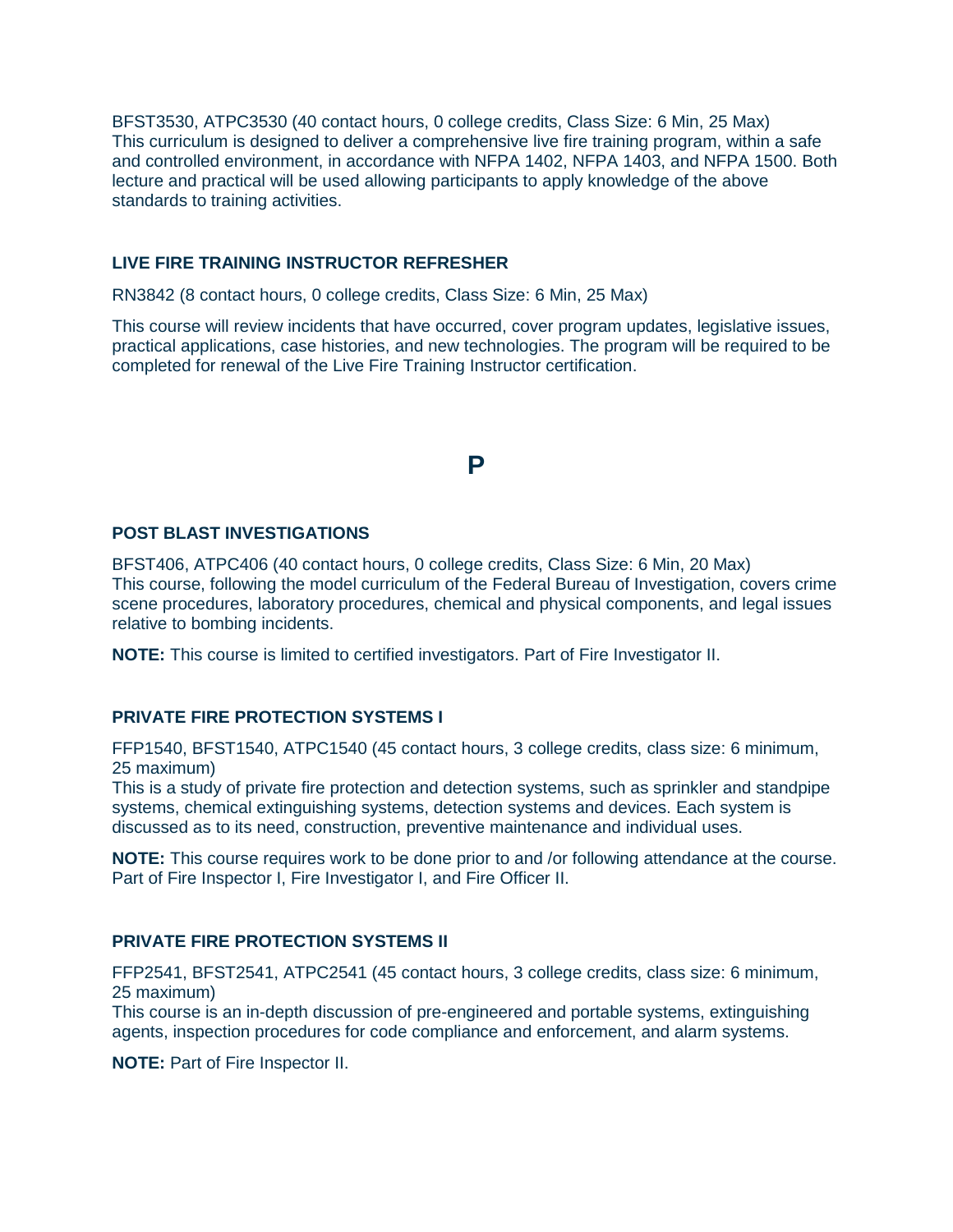BFST3530, ATPC3530 (40 contact hours, 0 college credits, Class Size: 6 Min, 25 Max)
This curriculum is designed to deliver a comprehensive live fire training program, within a safe and controlled environment, in accordance with NFPA 1402, NFPA 1403, and NFPA 1500. Both lecture and practical will be used allowing participants to apply knowledge of the above standards to training activities.

### LIVE FIRE TRAINING INSTRUCTOR REFRESHER

RN3842 (8 contact hours, 0 college credits, Class Size: 6 Min, 25 Max)

This course will review incidents that have occurred, cover program updates, legislative issues, practical applications, case histories, and new technologies. The program will be required to be completed for renewal of the Live Fire Training Instructor certification.

## P

### POST BLAST INVESTIGATIONS

BFST406, ATPC406 (40 contact hours, 0 college credits, Class Size: 6 Min, 20 Max)
This course, following the model curriculum of the Federal Bureau of Investigation, covers crime scene procedures, laboratory procedures, chemical and physical components, and legal issues relative to bombing incidents.

**NOTE:** This course is limited to certified investigators. Part of Fire Investigator II.

### PRIVATE FIRE PROTECTION SYSTEMS I

FFP1540, BFST1540, ATPC1540 (45 contact hours, 3 college credits, class size: 6 minimum, 25 maximum)
This is a study of private fire protection and detection systems, such as sprinkler and standpipe systems, chemical extinguishing systems, detection systems and devices. Each system is discussed as to its need, construction, preventive maintenance and individual uses.

**NOTE:** This course requires work to be done prior to and /or following attendance at the course. Part of Fire Inspector I, Fire Investigator I, and Fire Officer II.

### PRIVATE FIRE PROTECTION SYSTEMS II

FFP2541, BFST2541, ATPC2541 (45 contact hours, 3 college credits, class size: 6 minimum, 25 maximum)
This course is an in-depth discussion of pre-engineered and portable systems, extinguishing agents, inspection procedures for code compliance and enforcement, and alarm systems.

**NOTE:** Part of Fire Inspector II.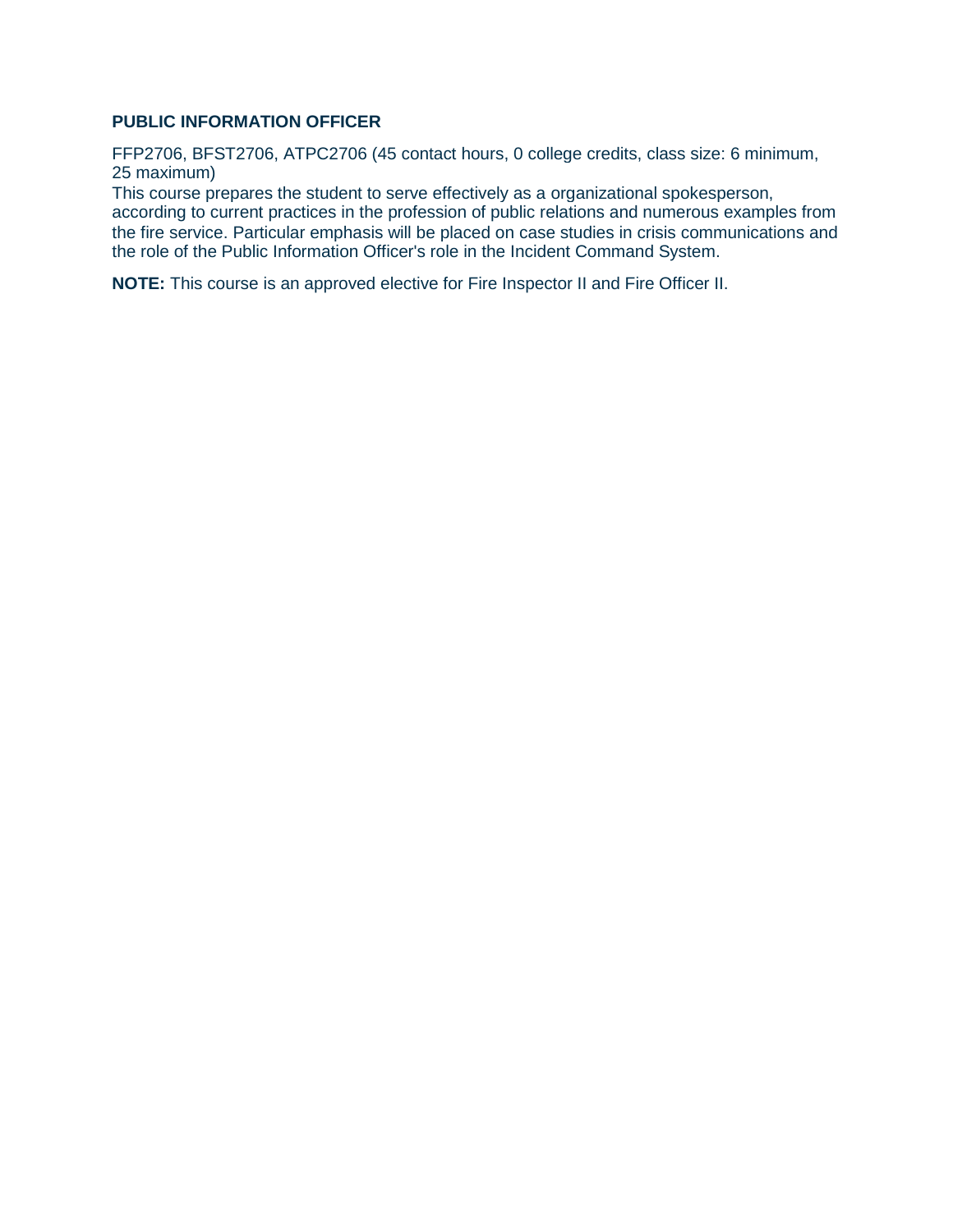**PUBLIC INFORMATION OFFICER**

FFP2706, BFST2706, ATPC2706 (45 contact hours, 0 college credits, class size: 6 minimum, 25 maximum)
This course prepares the student to serve effectively as a organizational spokesperson, according to current practices in the profession of public relations and numerous examples from the fire service. Particular emphasis will be placed on case studies in crisis communications and the role of the Public Information Officer's role in the Incident Command System.

**NOTE:** This course is an approved elective for Fire Inspector II and Fire Officer II.